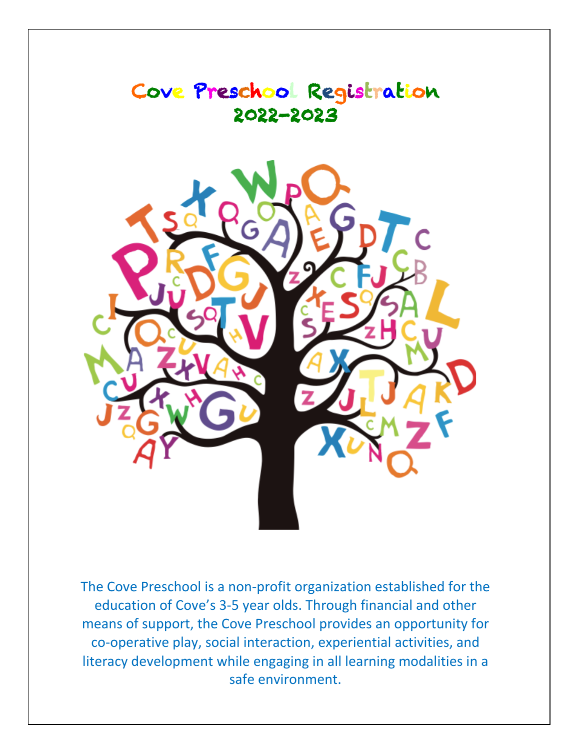# Cove Preschool Registration
## 2022-2023

The Cove Preschool is a non-profit organization established for the education of Cove's 3-5 year olds. Through financial and other means of support, the Cove Preschool provides an opportunity for co-operative play, social interaction, experiential activities, and literacy development while engaging in all learning modalities in a safe environment.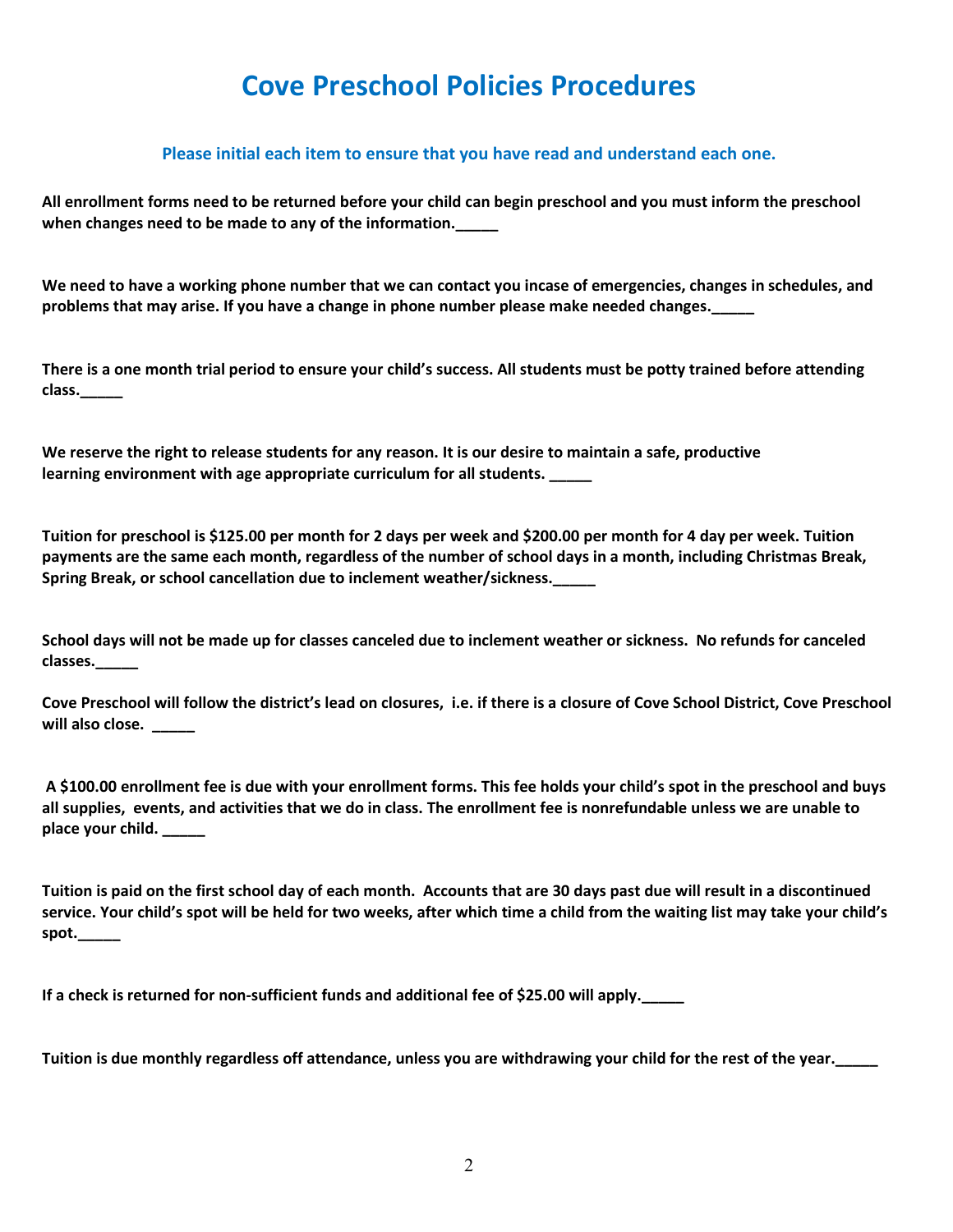# Cove Preschool Policies Procedures

**Please initial each item to ensure that you have read and understand each one.**

**All enrollment forms need to be returned before your child can begin preschool and you must inform the preschool when changes need to be made to any of the information._____**

**We need to have a working phone number that we can contact you incase of emergencies, changes in schedules, and problems that may arise. If you have a change in phone number please make needed changes._____**

**There is a one month trial period to ensure your child's success. All students must be potty trained before attending class._____**

**We reserve the right to release students for any reason. It is our desire to maintain a safe, productive learning environment with age appropriate curriculum for all students. _____**

**Tuition for preschool is $125.00 per month for 2 days per week and $200.00 per month for 4 day per week. Tuition payments are the same each month, regardless of the number of school days in a month, including Christmas Break, Spring Break, or school cancellation due to inclement weather/sickness._____**

**School days will not be made up for classes canceled due to inclement weather or sickness. No refunds for canceled classes._____**

**Cove Preschool will follow the district's lead on closures, i.e. if there is a closure of Cove School District, Cove Preschool will also close. _____**

**A $100.00 enrollment fee is due with your enrollment forms. This fee holds your child's spot in the preschool and buys all supplies, events, and activities that we do in class. The enrollment fee is nonrefundable unless we are unable to place your child. _____**

**Tuition is paid on the first school day of each month. Accounts that are 30 days past due will result in a discontinued service. Your child's spot will be held for two weeks, after which time a child from the waiting list may take your child's spot._____**

**If a check is returned for non-sufficient funds and additional fee of $25.00 will apply._____**

**Tuition is due monthly regardless off attendance, unless you are withdrawing your child for the rest of the year._____**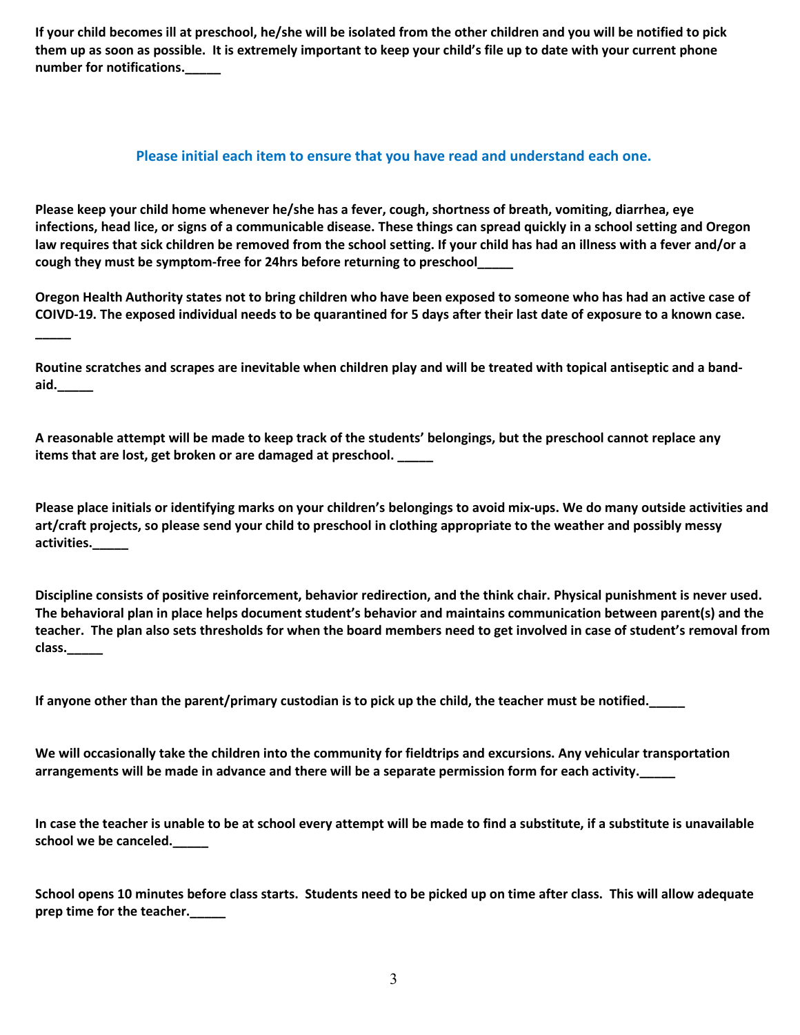**If your child becomes ill at preschool, he/she will be isolated from the other children and you will be notified to pick them up as soon as possible. It is extremely important to keep your child's file up to date with your current phone number for notifications.\_\_\_\_\_**

## Please initial each item to ensure that you have read and understand each one.

**Please keep your child home whenever he/she has a fever, cough, shortness of breath, vomiting, diarrhea, eye infections, head lice, or signs of a communicable disease. These things can spread quickly in a school setting and Oregon law requires that sick children be removed from the school setting. If your child has had an illness with a fever and/or a cough they must be symptom-free for 24hrs before returning to preschool\_\_\_\_\_**

**Oregon Health Authority states not to bring children who have been exposed to someone who has had an active case of COIVD-19. The exposed individual needs to be quarantined for 5 days after their last date of exposure to a known case. \_\_\_\_\_**

**Routine scratches and scrapes are inevitable when children play and will be treated with topical antiseptic and a band-aid.\_\_\_\_\_**

**A reasonable attempt will be made to keep track of the students' belongings, but the preschool cannot replace any items that are lost, get broken or are damaged at preschool. \_\_\_\_\_**

**Please place initials or identifying marks on your children's belongings to avoid mix-ups. We do many outside activities and art/craft projects, so please send your child to preschool in clothing appropriate to the weather and possibly messy activities.\_\_\_\_\_**

**Discipline consists of positive reinforcement, behavior redirection, and the think chair. Physical punishment is never used. The behavioral plan in place helps document student's behavior and maintains communication between parent(s) and the teacher. The plan also sets thresholds for when the board members need to get involved in case of student's removal from class.\_\_\_\_\_**

**If anyone other than the parent/primary custodian is to pick up the child, the teacher must be notified.\_\_\_\_\_**

**We will occasionally take the children into the community for fieldtrips and excursions. Any vehicular transportation arrangements will be made in advance and there will be a separate permission form for each activity.\_\_\_\_\_**

**In case the teacher is unable to be at school every attempt will be made to find a substitute, if a substitute is unavailable school we be canceled.\_\_\_\_\_**

**School opens 10 minutes before class starts. Students need to be picked up on time after class. This will allow adequate prep time for the teacher.\_\_\_\_\_**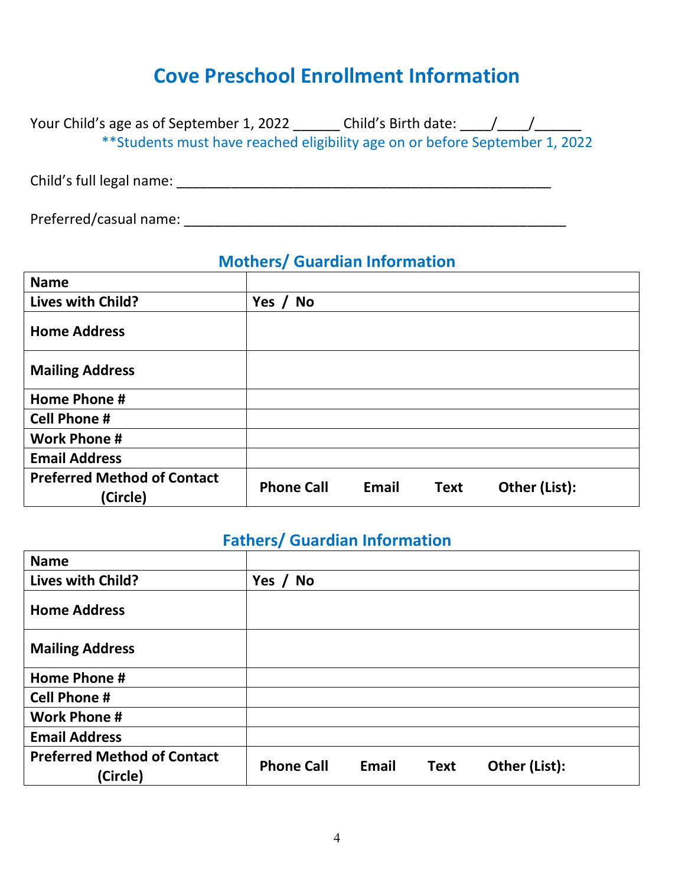# Cove Preschool Enrollment Information

Your Child's age as of September 1, 2022 ______ Child's Birth date: ____/____/______

**Students must have reached eligibility age on or before September 1, 2022

Child's full legal name: ________________________________________________

Preferred/casual name: ________________________________________________

## Mothers/ Guardian Information

| **Name** | |
|---|---|
| **Lives with Child?** | **Yes / No** |
| **Home Address** | |
| **Mailing Address** | |
| **Home Phone #** | |
| **Cell Phone #** | |
| **Work Phone #** | |
| **Email Address** | |
| **Preferred Method of Contact (Circle)** | **Phone Call Email Text Other (List):** |

## Fathers/ Guardian Information

| **Name** | |
|---|---|
| **Lives with Child?** | **Yes / No** |
| **Home Address** | |
| **Mailing Address** | |
| **Home Phone #** | |
| **Cell Phone #** | |
| **Work Phone #** | |
| **Email Address** | |
| **Preferred Method of Contact (Circle)** | **Phone Call Email Text Other (List):** |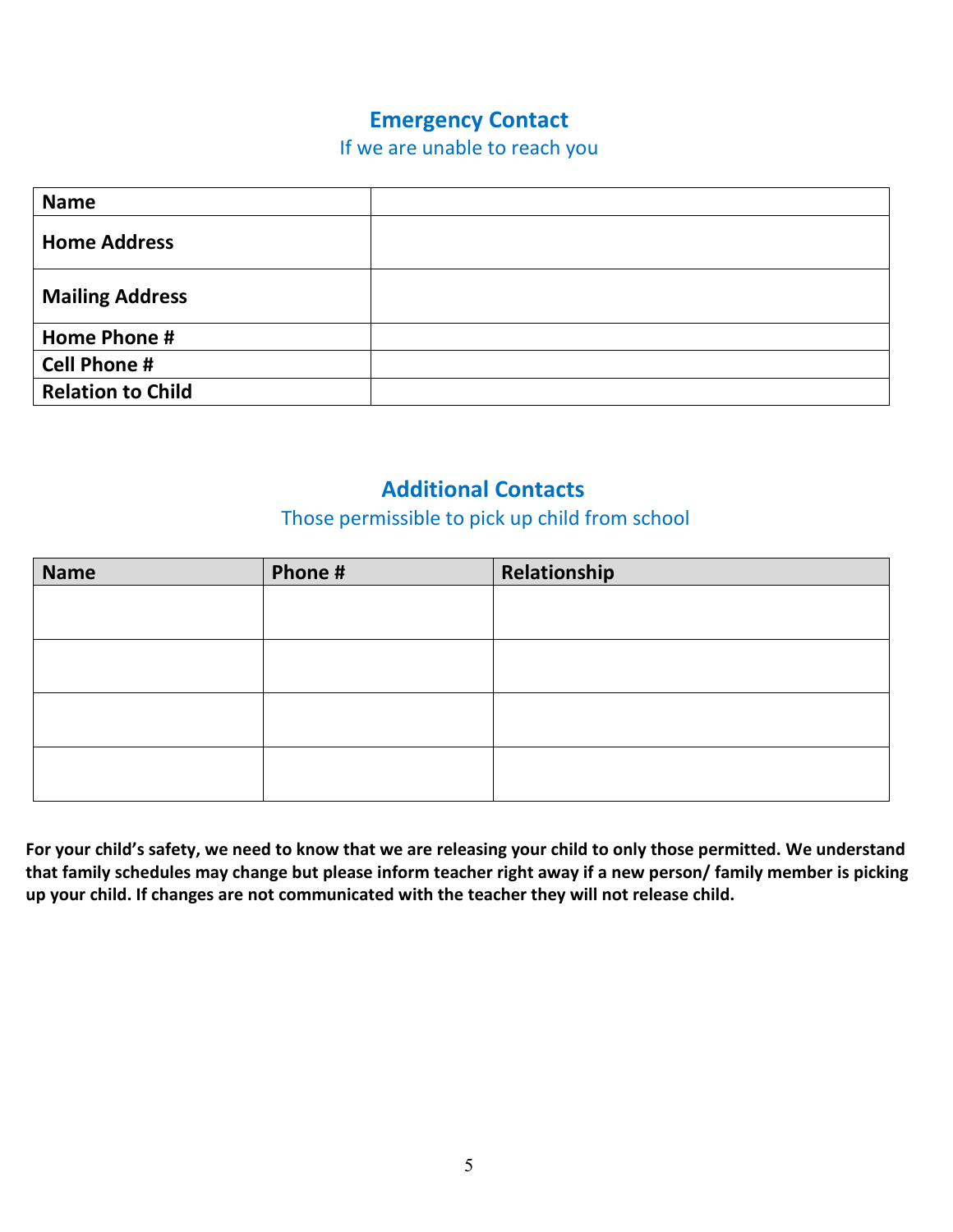## Emergency Contact

If we are unable to reach you

| | |
|---|---|
| **Name** | |
| **Home Address** | |
| **Mailing Address** | |
| **Home Phone #** | |
| **Cell Phone #** | |
| **Relation to Child** | |

## Additional Contacts

Those permissible to pick up child from school

| Name | Phone # | Relationship |
|---|---|---|
| | | |
| | | |
| | | |
| | | |

**For your child's safety, we need to know that we are releasing your child to only those permitted. We understand that family schedules may change but please inform teacher right away if a new person/ family member is picking up your child. If changes are not communicated with the teacher they will not release child.**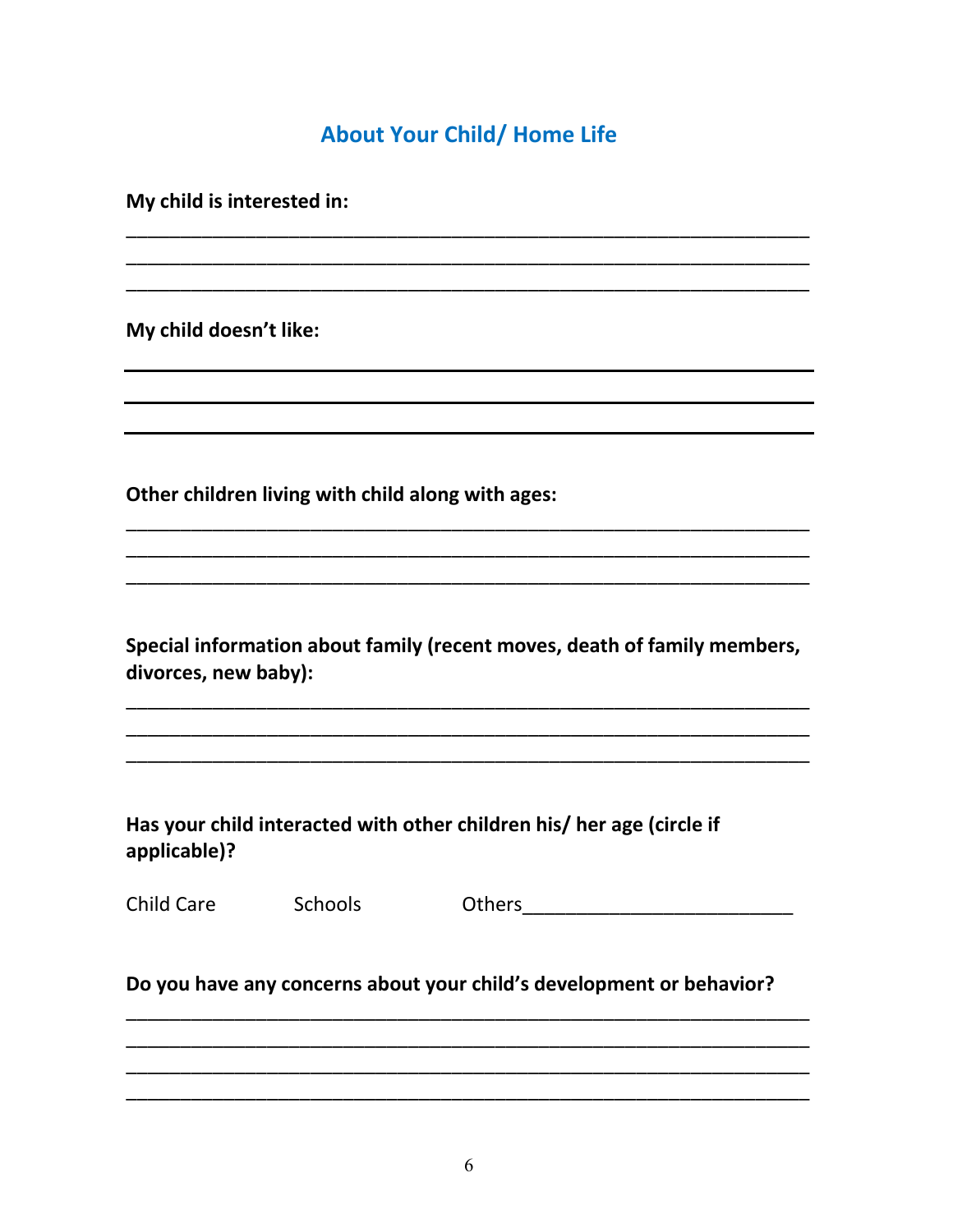## About Your Child/ Home Life

**My child is interested in:**

\_\_\_\_\_\_\_\_\_\_\_\_\_\_\_\_\_\_\_\_\_\_\_\_\_\_\_\_\_\_\_\_\_\_\_\_\_\_\_\_\_\_\_\_\_\_\_\_\_\_\_\_\_\_\_\_\_\_\_\_

\_\_\_\_\_\_\_\_\_\_\_\_\_\_\_\_\_\_\_\_\_\_\_\_\_\_\_\_\_\_\_\_\_\_\_\_\_\_\_\_\_\_\_\_\_\_\_\_\_\_\_\_\_\_\_\_\_\_\_\_

\_\_\_\_\_\_\_\_\_\_\_\_\_\_\_\_\_\_\_\_\_\_\_\_\_\_\_\_\_\_\_\_\_\_\_\_\_\_\_\_\_\_\_\_\_\_\_\_\_\_\_\_\_\_\_\_\_\_\_\_

**My child doesn't like:**

\_\_\_\_\_\_\_\_\_\_\_\_\_\_\_\_\_\_\_\_\_\_\_\_\_\_\_\_\_\_\_\_\_\_\_\_\_\_\_\_\_\_\_\_\_\_\_\_\_\_\_\_\_\_\_\_\_\_\_\_

\_\_\_\_\_\_\_\_\_\_\_\_\_\_\_\_\_\_\_\_\_\_\_\_\_\_\_\_\_\_\_\_\_\_\_\_\_\_\_\_\_\_\_\_\_\_\_\_\_\_\_\_\_\_\_\_\_\_\_\_

\_\_\_\_\_\_\_\_\_\_\_\_\_\_\_\_\_\_\_\_\_\_\_\_\_\_\_\_\_\_\_\_\_\_\_\_\_\_\_\_\_\_\_\_\_\_\_\_\_\_\_\_\_\_\_\_\_\_\_\_

**Other children living with child along with ages:**

\_\_\_\_\_\_\_\_\_\_\_\_\_\_\_\_\_\_\_\_\_\_\_\_\_\_\_\_\_\_\_\_\_\_\_\_\_\_\_\_\_\_\_\_\_\_\_\_\_\_\_\_\_\_\_\_\_\_\_\_

\_\_\_\_\_\_\_\_\_\_\_\_\_\_\_\_\_\_\_\_\_\_\_\_\_\_\_\_\_\_\_\_\_\_\_\_\_\_\_\_\_\_\_\_\_\_\_\_\_\_\_\_\_\_\_\_\_\_\_\_

\_\_\_\_\_\_\_\_\_\_\_\_\_\_\_\_\_\_\_\_\_\_\_\_\_\_\_\_\_\_\_\_\_\_\_\_\_\_\_\_\_\_\_\_\_\_\_\_\_\_\_\_\_\_\_\_\_\_\_\_

**Special information about family (recent moves, death of family members, divorces, new baby):**

\_\_\_\_\_\_\_\_\_\_\_\_\_\_\_\_\_\_\_\_\_\_\_\_\_\_\_\_\_\_\_\_\_\_\_\_\_\_\_\_\_\_\_\_\_\_\_\_\_\_\_\_\_\_\_\_\_\_\_\_

\_\_\_\_\_\_\_\_\_\_\_\_\_\_\_\_\_\_\_\_\_\_\_\_\_\_\_\_\_\_\_\_\_\_\_\_\_\_\_\_\_\_\_\_\_\_\_\_\_\_\_\_\_\_\_\_\_\_\_\_

\_\_\_\_\_\_\_\_\_\_\_\_\_\_\_\_\_\_\_\_\_\_\_\_\_\_\_\_\_\_\_\_\_\_\_\_\_\_\_\_\_\_\_\_\_\_\_\_\_\_\_\_\_\_\_\_\_\_\_\_

**Has your child interacted with other children his/ her age (circle if applicable)?**

Child Care      Schools      Others\_\_\_\_\_\_\_\_\_\_\_\_\_\_\_\_\_\_\_\_\_\_\_\_\_\_

**Do you have any concerns about your child's development or behavior?**

\_\_\_\_\_\_\_\_\_\_\_\_\_\_\_\_\_\_\_\_\_\_\_\_\_\_\_\_\_\_\_\_\_\_\_\_\_\_\_\_\_\_\_\_\_\_\_\_\_\_\_\_\_\_\_\_\_\_\_\_

\_\_\_\_\_\_\_\_\_\_\_\_\_\_\_\_\_\_\_\_\_\_\_\_\_\_\_\_\_\_\_\_\_\_\_\_\_\_\_\_\_\_\_\_\_\_\_\_\_\_\_\_\_\_\_\_\_\_\_\_

\_\_\_\_\_\_\_\_\_\_\_\_\_\_\_\_\_\_\_\_\_\_\_\_\_\_\_\_\_\_\_\_\_\_\_\_\_\_\_\_\_\_\_\_\_\_\_\_\_\_\_\_\_\_\_\_\_\_\_\_

\_\_\_\_\_\_\_\_\_\_\_\_\_\_\_\_\_\_\_\_\_\_\_\_\_\_\_\_\_\_\_\_\_\_\_\_\_\_\_\_\_\_\_\_\_\_\_\_\_\_\_\_\_\_\_\_\_\_\_\_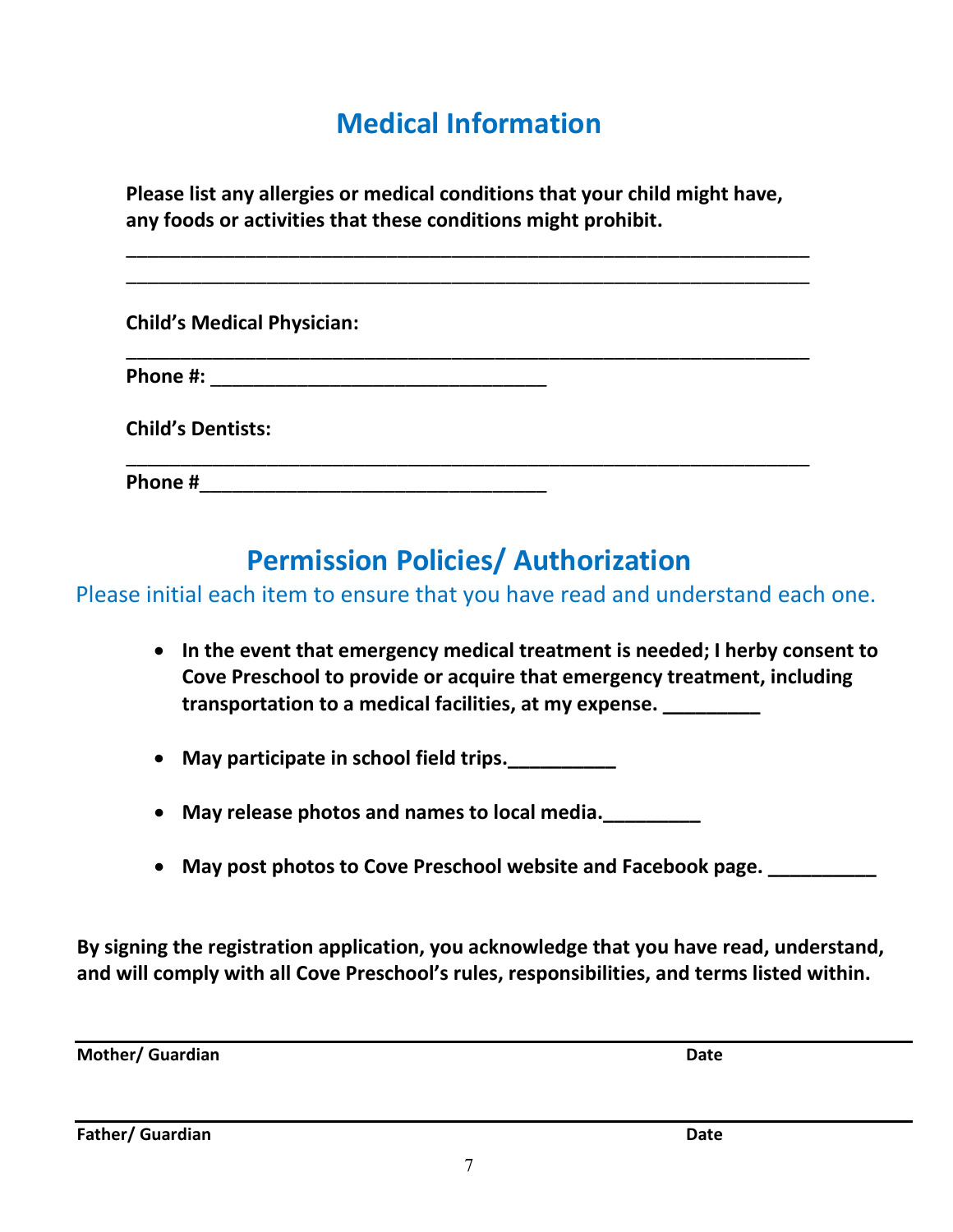## Medical Information

**Please list any allergies or medical conditions that your child might have, any foods or activities that these conditions might prohibit.**

_________________________________________________________________

_________________________________________________________________

**Child's Medical Physician:**

_________________________________________________________________

**Phone #:** _______________________________

**Child's Dentists:**

_________________________________________________________________

**Phone #**_______________________________

## Permission Policies/ Authorization

Please initial each item to ensure that you have read and understand each one.

- **In the event that emergency medical treatment is needed; I herby consent to Cove Preschool to provide or acquire that emergency treatment, including transportation to a medical facilities, at my expense.** _________
- **May participate in school field trips.**__________
- **May release photos and names to local media.**_________
- **May post photos to Cove Preschool website and Facebook page.** __________

**By signing the registration application, you acknowledge that you have read, understand, and will comply with all Cove Preschool's rules, responsibilities, and terms listed within.**

_________________________________________________________________

**Mother/ Guardian** **Date**

_________________________________________________________________

**Father/ Guardian** **Date**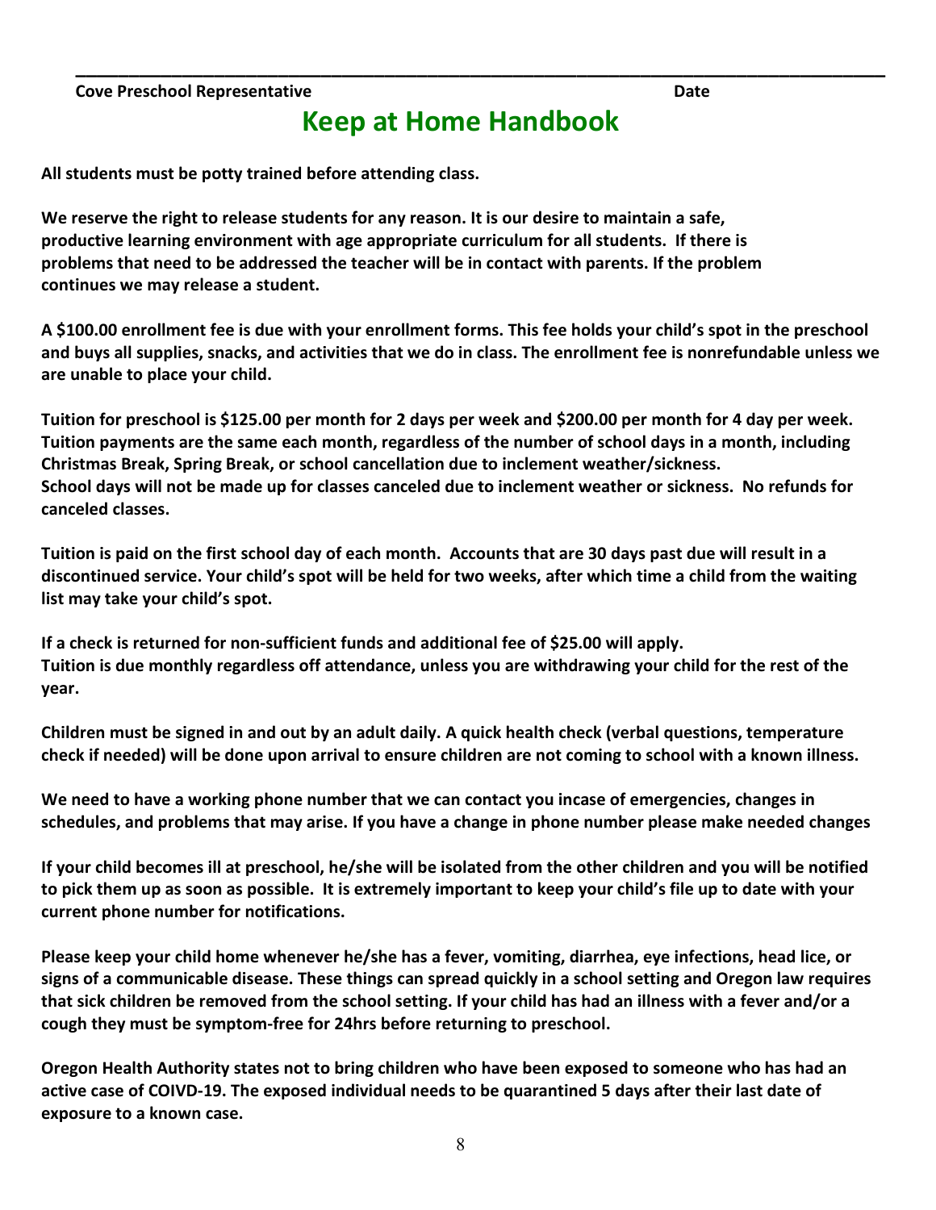______________________________________________________________________________

**Cove Preschool Representative** **Date**

# Keep at Home Handbook

**All students must be potty trained before attending class.**

**We reserve the right to release students for any reason. It is our desire to maintain a safe, productive learning environment with age appropriate curriculum for all students. If there is problems that need to be addressed the teacher will be in contact with parents. If the problem continues we may release a student.**

**A $100.00 enrollment fee is due with your enrollment forms. This fee holds your child's spot in the preschool and buys all supplies, snacks, and activities that we do in class. The enrollment fee is nonrefundable unless we are unable to place your child.**

**Tuition for preschool is $125.00 per month for 2 days per week and $200.00 per month for 4 day per week. Tuition payments are the same each month, regardless of the number of school days in a month, including Christmas Break, Spring Break, or school cancellation due to inclement weather/sickness.**
**School days will not be made up for classes canceled due to inclement weather or sickness. No refunds for canceled classes.**

**Tuition is paid on the first school day of each month. Accounts that are 30 days past due will result in a discontinued service. Your child's spot will be held for two weeks, after which time a child from the waiting list may take your child's spot.**

**If a check is returned for non-sufficient funds and additional fee of $25.00 will apply.**
**Tuition is due monthly regardless off attendance, unless you are withdrawing your child for the rest of the year.**

**Children must be signed in and out by an adult daily. A quick health check (verbal questions, temperature check if needed) will be done upon arrival to ensure children are not coming to school with a known illness.**

**We need to have a working phone number that we can contact you incase of emergencies, changes in schedules, and problems that may arise. If you have a change in phone number please make needed changes**

**If your child becomes ill at preschool, he/she will be isolated from the other children and you will be notified to pick them up as soon as possible. It is extremely important to keep your child's file up to date with your current phone number for notifications.**

**Please keep your child home whenever he/she has a fever, vomiting, diarrhea, eye infections, head lice, or signs of a communicable disease. These things can spread quickly in a school setting and Oregon law requires that sick children be removed from the school setting. If your child has had an illness with a fever and/or a cough they must be symptom-free for 24hrs before returning to preschool.**

**Oregon Health Authority states not to bring children who have been exposed to someone who has had an active case of COIVD-19. The exposed individual needs to be quarantined 5 days after their last date of exposure to a known case.**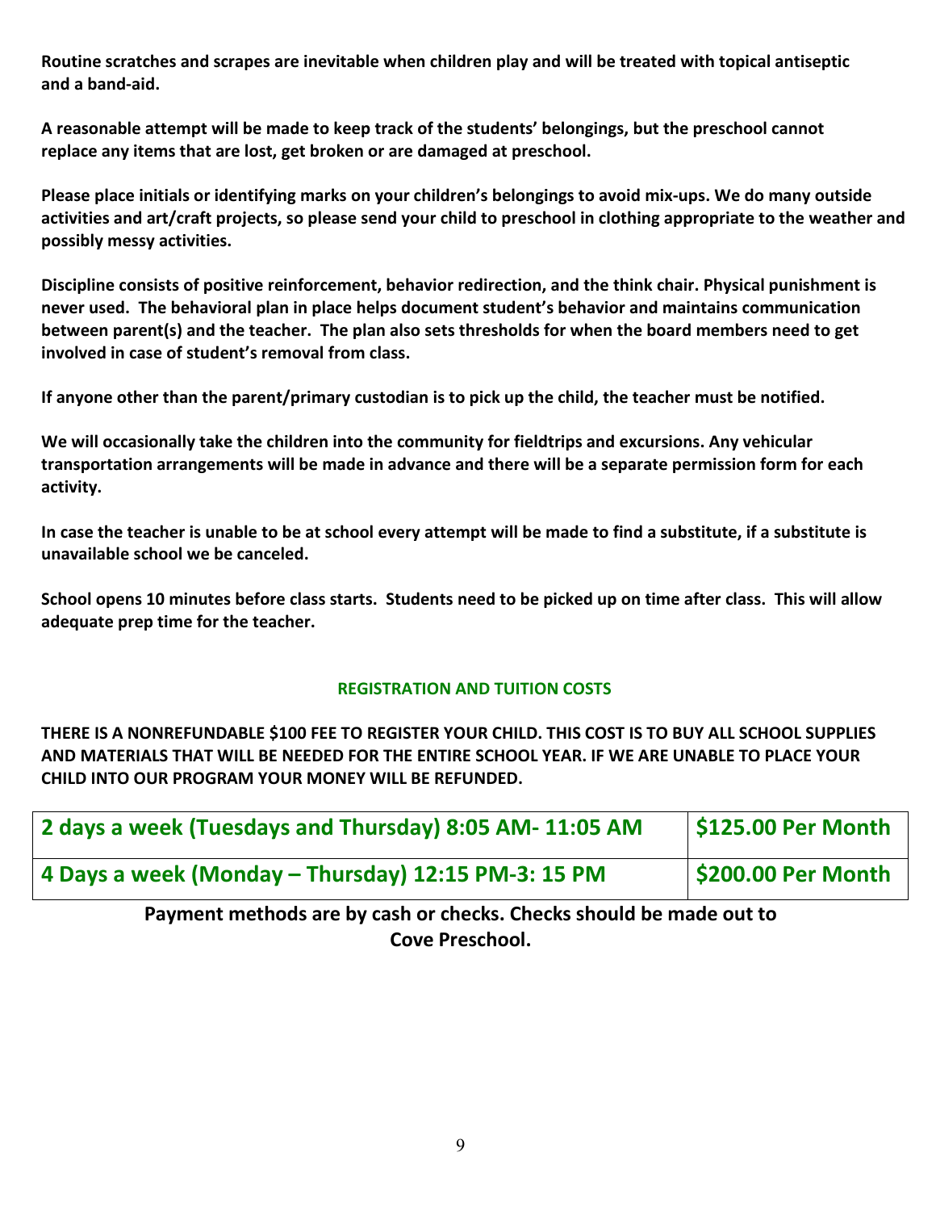**Routine scratches and scrapes are inevitable when children play and will be treated with topical antiseptic and a band-aid.**

**A reasonable attempt will be made to keep track of the students' belongings, but the preschool cannot replace any items that are lost, get broken or are damaged at preschool.**

**Please place initials or identifying marks on your children's belongings to avoid mix-ups. We do many outside activities and art/craft projects, so please send your child to preschool in clothing appropriate to the weather and possibly messy activities.**

**Discipline consists of positive reinforcement, behavior redirection, and the think chair. Physical punishment is never used. The behavioral plan in place helps document student's behavior and maintains communication between parent(s) and the teacher. The plan also sets thresholds for when the board members need to get involved in case of student's removal from class.**

**If anyone other than the parent/primary custodian is to pick up the child, the teacher must be notified.**

**We will occasionally take the children into the community for fieldtrips and excursions. Any vehicular transportation arrangements will be made in advance and there will be a separate permission form for each activity.**

**In case the teacher is unable to be at school every attempt will be made to find a substitute, if a substitute is unavailable school we be canceled.**

**School opens 10 minutes before class starts. Students need to be picked up on time after class. This will allow adequate prep time for the teacher.**

## REGISTRATION AND TUITION COSTS

**THERE IS A NONREFUNDABLE $100 FEE TO REGISTER YOUR CHILD. THIS COST IS TO BUY ALL SCHOOL SUPPLIES AND MATERIALS THAT WILL BE NEEDED FOR THE ENTIRE SCHOOL YEAR. IF WE ARE UNABLE TO PLACE YOUR CHILD INTO OUR PROGRAM YOUR MONEY WILL BE REFUNDED.**

| Schedule | Cost |
|---|---|
| **2 days a week (Tuesdays and Thursday) 8:05 AM- 11:05 AM** | **$125.00 Per Month** |
| **4 Days a week (Monday – Thursday) 12:15 PM-3: 15 PM** | **$200.00 Per Month** |

**Payment methods are by cash or checks. Checks should be made out to Cove Preschool.**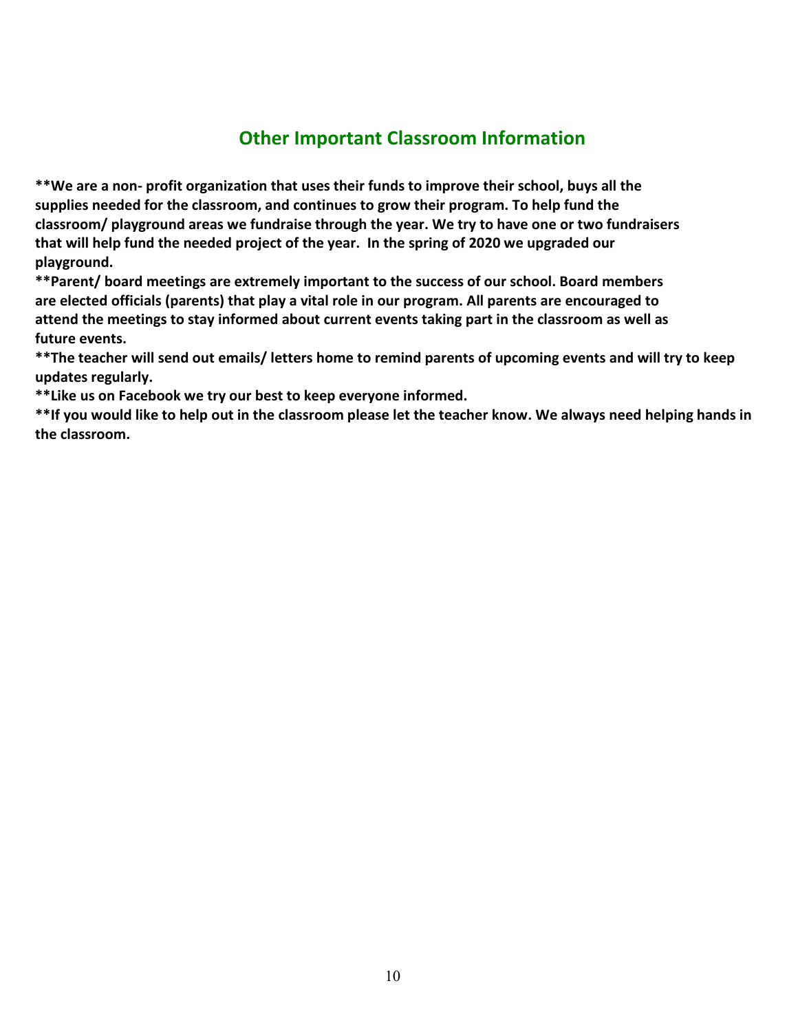## Other Important Classroom Information

**\*\*We are a non- profit organization that uses their funds to improve their school, buys all the supplies needed for the classroom, and continues to grow their program. To help fund the classroom/ playground areas we fundraise through the year. We try to have one or two fundraisers that will help fund the needed project of the year. In the spring of 2020 we upgraded our playground.**

**\*\*Parent/ board meetings are extremely important to the success of our school. Board members are elected officials (parents) that play a vital role in our program. All parents are encouraged to attend the meetings to stay informed about current events taking part in the classroom as well as future events.**

**\*\*The teacher will send out emails/ letters home to remind parents of upcoming events and will try to keep updates regularly.**

**\*\*Like us on Facebook we try our best to keep everyone informed.**

**\*\*If you would like to help out in the classroom please let the teacher know. We always need helping hands in the classroom.**